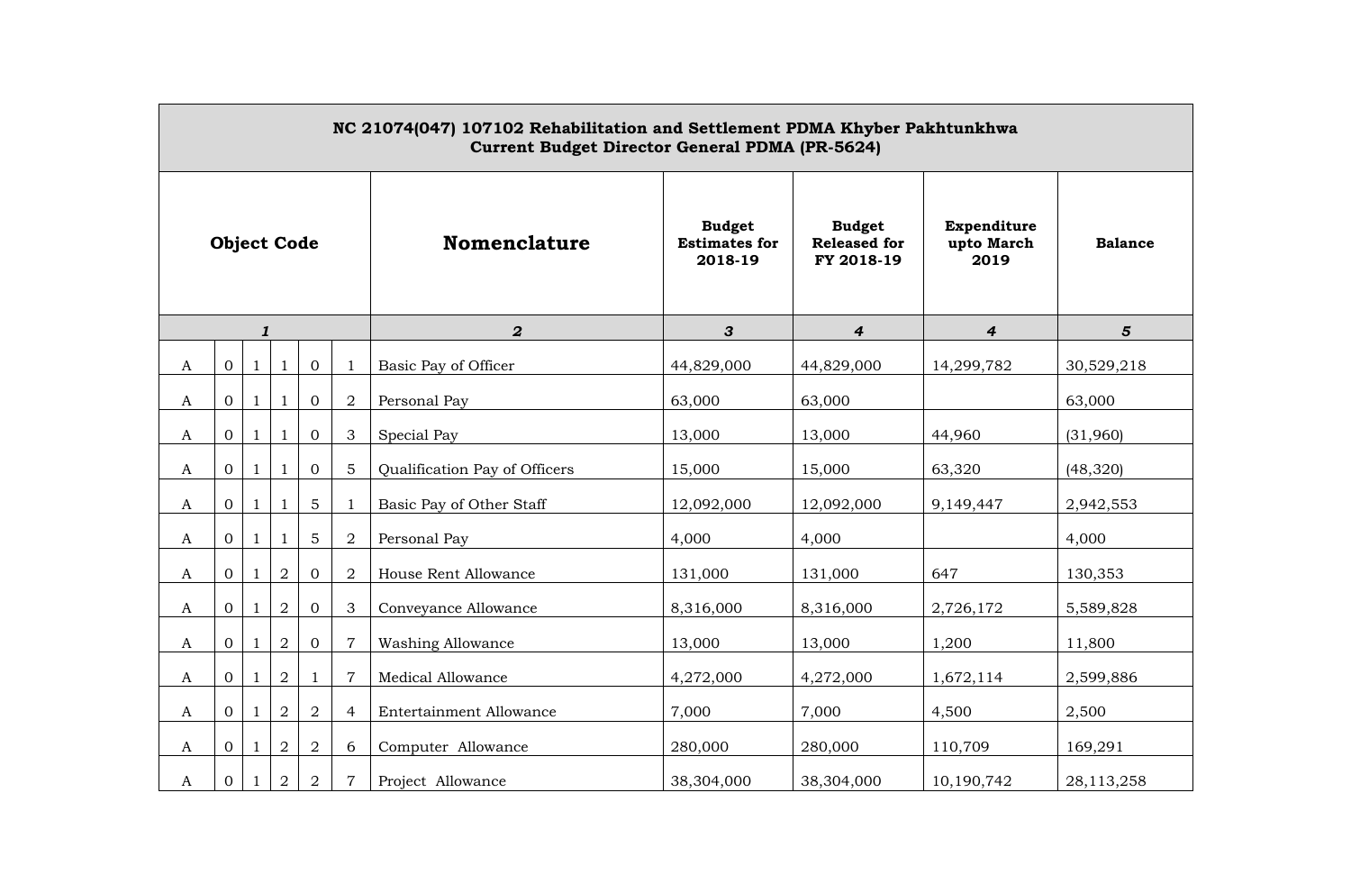**NC 21074(047) 107102 Rehabilitation and Settlement PDMA Khyber Pakhtunkhwa**
**Current Budget Director General PDMA (PR-5624)**

| Object Code | | | | | | | Nomenclature | Budget Estimates for 2018-19 | Budget Released for FY 2018-19 | Expenditure upto March 2019 | Balance |
|---|---|---|---|---|---|---|---|---|---|---|---|
| *1* | | | | | | | *2* | *3* | *4* | *4* | *5* |
| A | 0 | 1 | 1 | 0 | 1 | | Basic Pay of Officer | 44,829,000 | 44,829,000 | 14,299,782 | 30,529,218 |
| A | 0 | 1 | 1 | 0 | 2 | | Personal Pay | 63,000 | 63,000 | | 63,000 |
| A | 0 | 1 | 1 | 0 | 3 | | Special Pay | 13,000 | 13,000 | 44,960 | (31,960) |
| A | 0 | 1 | 1 | 0 | 5 | | Qualification Pay of Officers | 15,000 | 15,000 | 63,320 | (48,320) |
| A | 0 | 1 | 1 | 5 | 1 | | Basic Pay of Other Staff | 12,092,000 | 12,092,000 | 9,149,447 | 2,942,553 |
| A | 0 | 1 | 1 | 5 | 2 | | Personal Pay | 4,000 | 4,000 | | 4,000 |
| A | 0 | 1 | 2 | 0 | 2 | | House Rent Allowance | 131,000 | 131,000 | 647 | 130,353 |
| A | 0 | 1 | 2 | 0 | 3 | | Conveyance Allowance | 8,316,000 | 8,316,000 | 2,726,172 | 5,589,828 |
| A | 0 | 1 | 2 | 0 | 7 | | Washing Allowance | 13,000 | 13,000 | 1,200 | 11,800 |
| A | 0 | 1 | 2 | 1 | 7 | | Medical Allowance | 4,272,000 | 4,272,000 | 1,672,114 | 2,599,886 |
| A | 0 | 1 | 2 | 2 | 4 | | Entertainment Allowance | 7,000 | 7,000 | 4,500 | 2,500 |
| A | 0 | 1 | 2 | 2 | 6 | | Computer Allowance | 280,000 | 280,000 | 110,709 | 169,291 |
| A | 0 | 1 | 2 | 2 | 7 | | Project Allowance | 38,304,000 | 38,304,000 | 10,190,742 | 28,113,258 |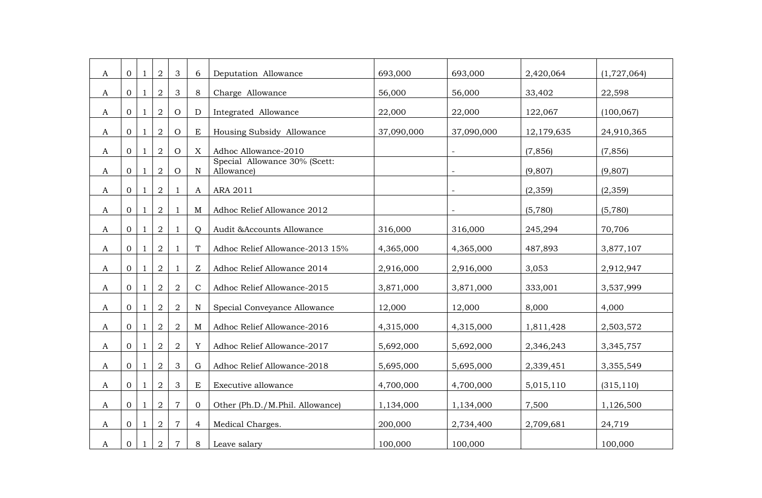| | | | | | | | | | | |
|---|---|---|---|---|---|---|---|---|---|---|
| A | 0 | 1 | 2 | 3 | 6 | Deputation Allowance | 693,000 | 693,000 | 2,420,064 | (1,727,064) |
| A | 0 | 1 | 2 | 3 | 8 | Charge Allowance | 56,000 | 56,000 | 33,402 | 22,598 |
| A | 0 | 1 | 2 | O | D | Integrated Allowance | 22,000 | 22,000 | 122,067 | (100,067) |
| A | 0 | 1 | 2 | O | E | Housing Subsidy Allowance | 37,090,000 | 37,090,000 | 12,179,635 | 24,910,365 |
| A | 0 | 1 | 2 | O | X | Adhoc Allowance-2010 | | - | (7,856) | (7,856) |
| A | 0 | 1 | 2 | O | N | Special Allowance 30% (Scett: Allowance) | | - | (9,807) | (9,807) |
| A | 0 | 1 | 2 | 1 | A | ARA 2011 | | - | (2,359) | (2,359) |
| A | 0 | 1 | 2 | 1 | M | Adhoc Relief Allowance 2012 | | - | (5,780) | (5,780) |
| A | 0 | 1 | 2 | 1 | Q | Audit &Accounts Allowance | 316,000 | 316,000 | 245,294 | 70,706 |
| A | 0 | 1 | 2 | 1 | T | Adhoc Relief Allowance-2013 15% | 4,365,000 | 4,365,000 | 487,893 | 3,877,107 |
| A | 0 | 1 | 2 | 1 | Z | Adhoc Relief Allowance 2014 | 2,916,000 | 2,916,000 | 3,053 | 2,912,947 |
| A | 0 | 1 | 2 | 2 | C | Adhoc Relief Allowance-2015 | 3,871,000 | 3,871,000 | 333,001 | 3,537,999 |
| A | 0 | 1 | 2 | 2 | N | Special Conveyance Allowance | 12,000 | 12,000 | 8,000 | 4,000 |
| A | 0 | 1 | 2 | 2 | M | Adhoc Relief Allowance-2016 | 4,315,000 | 4,315,000 | 1,811,428 | 2,503,572 |
| A | 0 | 1 | 2 | 2 | Y | Adhoc Relief Allowance-2017 | 5,692,000 | 5,692,000 | 2,346,243 | 3,345,757 |
| A | 0 | 1 | 2 | 3 | G | Adhoc Relief Allowance-2018 | 5,695,000 | 5,695,000 | 2,339,451 | 3,355,549 |
| A | 0 | 1 | 2 | 3 | E | Executive allowance | 4,700,000 | 4,700,000 | 5,015,110 | (315,110) |
| A | 0 | 1 | 2 | 7 | 0 | Other (Ph.D./M.Phil. Allowance) | 1,134,000 | 1,134,000 | 7,500 | 1,126,500 |
| A | 0 | 1 | 2 | 7 | 4 | Medical Charges. | 200,000 | 2,734,400 | 2,709,681 | 24,719 |
| A | 0 | 1 | 2 | 7 | 8 | Leave salary | 100,000 | 100,000 | | 100,000 |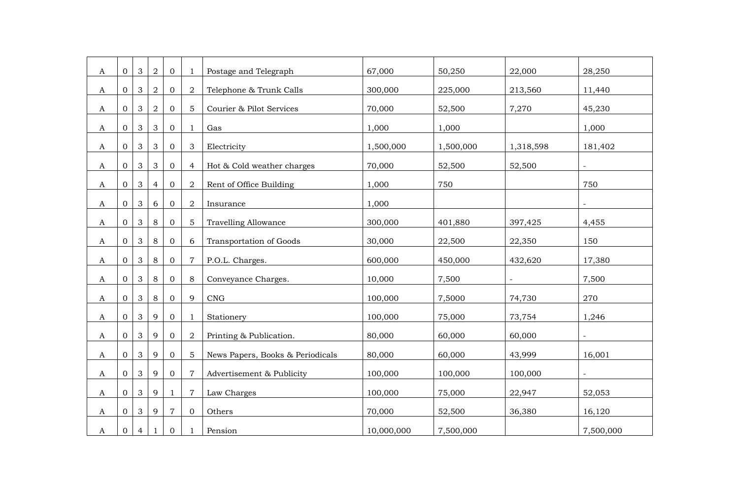| | | | | | | | | | | |
|---|---|---|---|---|---|---|---|---|---|---|
| A | 0 | 3 | 2 | 0 | 1 | Postage and Telegraph | 67,000 | 50,250 | 22,000 | 28,250 |
| A | 0 | 3 | 2 | 0 | 2 | Telephone & Trunk Calls | 300,000 | 225,000 | 213,560 | 11,440 |
| A | 0 | 3 | 2 | 0 | 5 | Courier & Pilot Services | 70,000 | 52,500 | 7,270 | 45,230 |
| A | 0 | 3 | 3 | 0 | 1 | Gas | 1,000 | 1,000 | | 1,000 |
| A | 0 | 3 | 3 | 0 | 3 | Electricity | 1,500,000 | 1,500,000 | 1,318,598 | 181,402 |
| A | 0 | 3 | 3 | 0 | 4 | Hot & Cold weather charges | 70,000 | 52,500 | 52,500 | - |
| A | 0 | 3 | 4 | 0 | 2 | Rent of Office Building | 1,000 | 750 | | 750 |
| A | 0 | 3 | 6 | 0 | 2 | Insurance | 1,000 | | | - |
| A | 0 | 3 | 8 | 0 | 5 | Travelling Allowance | 300,000 | 401,880 | 397,425 | 4,455 |
| A | 0 | 3 | 8 | 0 | 6 | Transportation of Goods | 30,000 | 22,500 | 22,350 | 150 |
| A | 0 | 3 | 8 | 0 | 7 | P.O.L. Charges. | 600,000 | 450,000 | 432,620 | 17,380 |
| A | 0 | 3 | 8 | 0 | 8 | Conveyance Charges. | 10,000 | 7,500 | - | 7,500 |
| A | 0 | 3 | 8 | 0 | 9 | CNG | 100,000 | 7,5000 | 74,730 | 270 |
| A | 0 | 3 | 9 | 0 | 1 | Stationery | 100,000 | 75,000 | 73,754 | 1,246 |
| A | 0 | 3 | 9 | 0 | 2 | Printing & Publication. | 80,000 | 60,000 | 60,000 | - |
| A | 0 | 3 | 9 | 0 | 5 | News Papers, Books & Periodicals | 80,000 | 60,000 | 43,999 | 16,001 |
| A | 0 | 3 | 9 | 0 | 7 | Advertisement & Publicity | 100,000 | 100,000 | 100,000 | - |
| A | 0 | 3 | 9 | 1 | 7 | Law Charges | 100,000 | 75,000 | 22,947 | 52,053 |
| A | 0 | 3 | 9 | 7 | 0 | Others | 70,000 | 52,500 | 36,380 | 16,120 |
| A | 0 | 4 | 1 | 0 | 1 | Pension | 10,000,000 | 7,500,000 | | 7,500,000 |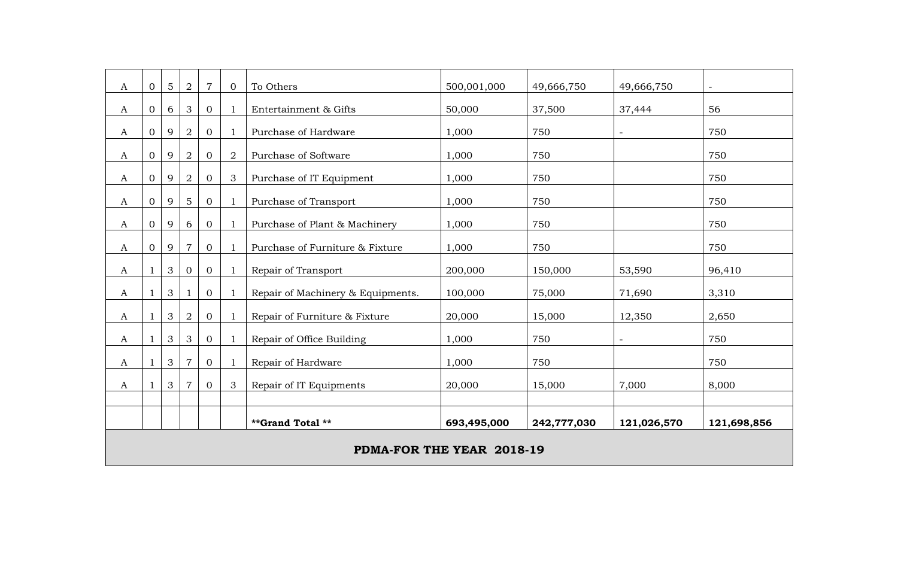| | | | | | | | | | | |
|---|---|---|---|---|---|---|---|---|---|---|
| A | 0 | 5 | 2 | 7 | 0 | To Others | 500,001,000 | 49,666,750 | 49,666,750 | - |
| A | 0 | 6 | 3 | 0 | 1 | Entertainment & Gifts | 50,000 | 37,500 | 37,444 | 56 |
| A | 0 | 9 | 2 | 0 | 1 | Purchase of Hardware | 1,000 | 750 | - | 750 |
| A | 0 | 9 | 2 | 0 | 2 | Purchase of Software | 1,000 | 750 | | 750 |
| A | 0 | 9 | 2 | 0 | 3 | Purchase of IT Equipment | 1,000 | 750 | | 750 |
| A | 0 | 9 | 5 | 0 | 1 | Purchase of Transport | 1,000 | 750 | | 750 |
| A | 0 | 9 | 6 | 0 | 1 | Purchase of Plant & Machinery | 1,000 | 750 | | 750 |
| A | 0 | 9 | 7 | 0 | 1 | Purchase of Furniture & Fixture | 1,000 | 750 | | 750 |
| A | 1 | 3 | 0 | 0 | 1 | Repair of Transport | 200,000 | 150,000 | 53,590 | 96,410 |
| A | 1 | 3 | 1 | 0 | 1 | Repair of Machinery & Equipments. | 100,000 | 75,000 | 71,690 | 3,310 |
| A | 1 | 3 | 2 | 0 | 1 | Repair of Furniture & Fixture | 20,000 | 15,000 | 12,350 | 2,650 |
| A | 1 | 3 | 3 | 0 | 1 | Repair of Office Building | 1,000 | 750 | - | 750 |
| A | 1 | 3 | 7 | 0 | 1 | Repair of Hardware | 1,000 | 750 | | 750 |
| A | 1 | 3 | 7 | 0 | 3 | Repair of IT Equipments | 20,000 | 15,000 | 7,000 | 8,000 |
| | | | | | | | | | | |
| | | | | | | **Grand Total** | **693,495,000** | **242,777,030** | **121,026,570** | **121,698,856** |

**PDMA-FOR THE YEAR 2018-19**